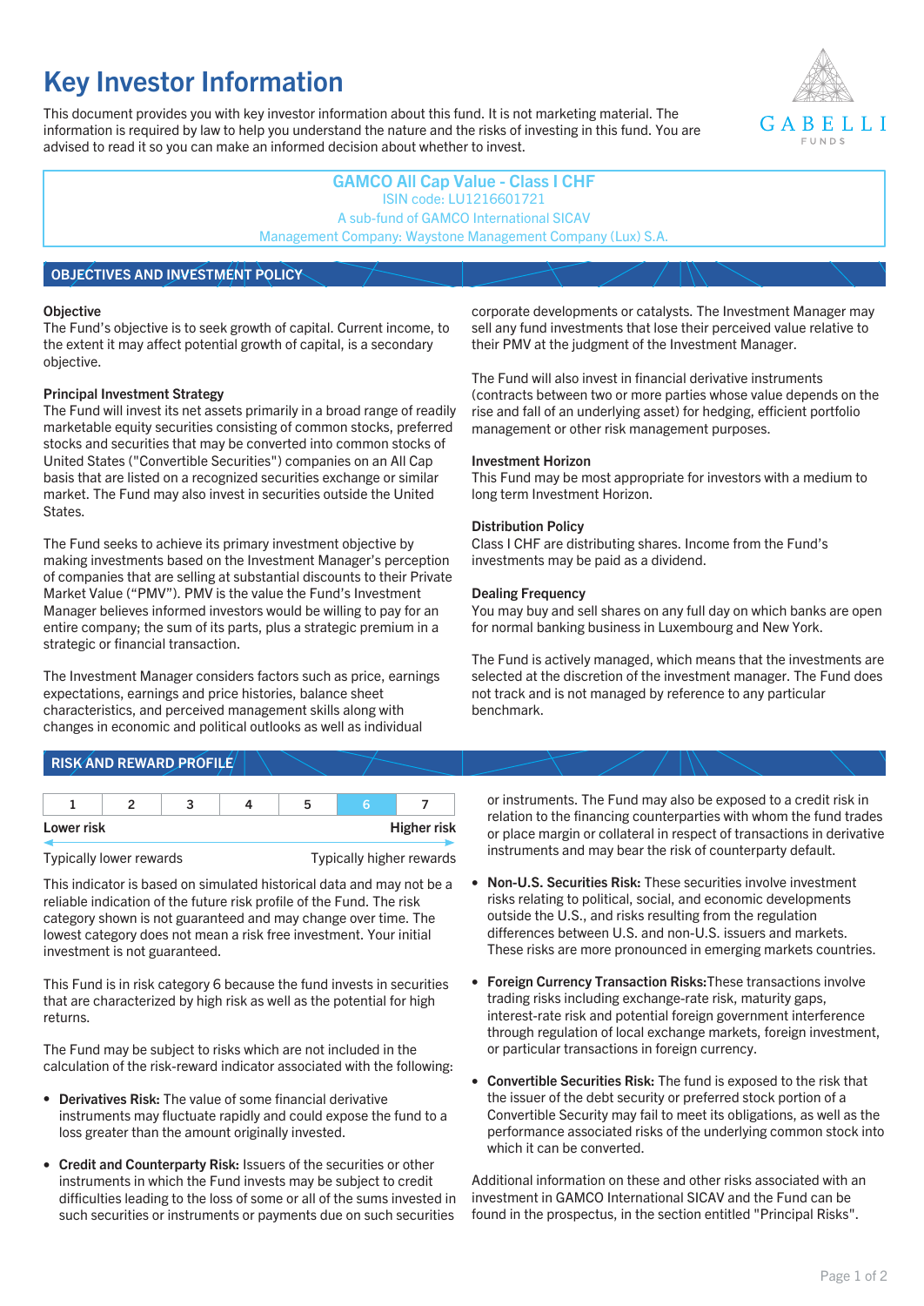# Key Investor Information

This document provides you with key investor information about this fund. It is not marketing material. The information is required by law to help you understand the nature and the risks of investing in this fund. You are advised to read it so you can make an informed decision about whether to invest.

**GAMCO All Cap Value - Class I CHF**
ISIN code: LU1216601721
A sub-fund of GAMCO International SICAV
Management Company: Waystone Management Company (Lux) S.A.

## OBJECTIVES AND INVESTMENT POLICY

**Objective**
The Fund's objective is to seek growth of capital. Current income, to the extent it may affect potential growth of capital, is a secondary objective.

**Principal Investment Strategy**
The Fund will invest its net assets primarily in a broad range of readily marketable equity securities consisting of common stocks, preferred stocks and securities that may be converted into common stocks of United States ("Convertible Securities") companies on an All Cap basis that are listed on a recognized securities exchange or similar market. The Fund may also invest in securities outside the United States.

The Fund seeks to achieve its primary investment objective by making investments based on the Investment Manager's perception of companies that are selling at substantial discounts to their Private Market Value ("PMV"). PMV is the value the Fund's Investment Manager believes informed investors would be willing to pay for an entire company; the sum of its parts, plus a strategic premium in a strategic or financial transaction.

The Investment Manager considers factors such as price, earnings expectations, earnings and price histories, balance sheet characteristics, and perceived management skills along with changes in economic and political outlooks as well as individual corporate developments or catalysts. The Investment Manager may sell any fund investments that lose their perceived value relative to their PMV at the judgment of the Investment Manager.

The Fund will also invest in financial derivative instruments (contracts between two or more parties whose value depends on the rise and fall of an underlying asset) for hedging, efficient portfolio management or other risk management purposes.

**Investment Horizon**
This Fund may be most appropriate for investors with a medium to long term Investment Horizon.

**Distribution Policy**
Class I CHF are distributing shares. Income from the Fund's investments may be paid as a dividend.

**Dealing Frequency**
You may buy and sell shares on any full day on which banks are open for normal banking business in Luxembourg and New York.

The Fund is actively managed, which means that the investments are selected at the discretion of the investment manager. The Fund does not track and is not managed by reference to any particular benchmark.

## RISK AND REWARD PROFILE

| 1 | 2 | 3 | 4 | 5 | **6** | 7 |
|---|---|---|---|---|---|---|

**Lower risk** — **Higher risk**

Typically lower rewards — Typically higher rewards

This indicator is based on simulated historical data and may not be a reliable indication of the future risk profile of the Fund. The risk category shown is not guaranteed and may change over time. The lowest category does not mean a risk free investment. Your initial investment is not guaranteed.

This Fund is in risk category 6 because the fund invests in securities that are characterized by high risk as well as the potential for high returns.

The Fund may be subject to risks which are not included in the calculation of the risk-reward indicator associated with the following:

- **Derivatives Risk:** The value of some financial derivative instruments may fluctuate rapidly and could expose the fund to a loss greater than the amount originally invested.
- **Credit and Counterparty Risk:** Issuers of the securities or other instruments in which the Fund invests may be subject to credit difficulties leading to the loss of some or all of the sums invested in such securities or instruments or payments due on such securities or instruments. The Fund may also be exposed to a credit risk in relation to the financing counterparties with whom the fund trades or place margin or collateral in respect of transactions in derivative instruments and may bear the risk of counterparty default.
- **Non-U.S. Securities Risk:** These securities involve investment risks relating to political, social, and economic developments outside the U.S., and risks resulting from the regulation differences between U.S. and non-U.S. issuers and markets. These risks are more pronounced in emerging markets countries.
- **Foreign Currency Transaction Risks:**These transactions involve trading risks including exchange-rate risk, maturity gaps, interest-rate risk and potential foreign government interference through regulation of local exchange markets, foreign investment, or particular transactions in foreign currency.
- **Convertible Securities Risk:** The fund is exposed to the risk that the issuer of the debt security or preferred stock portion of a Convertible Security may fail to meet its obligations, as well as the performance associated risks of the underlying common stock into which it can be converted.

Additional information on these and other risks associated with an investment in GAMCO International SICAV and the Fund can be found in the prospectus, in the section entitled "Principal Risks".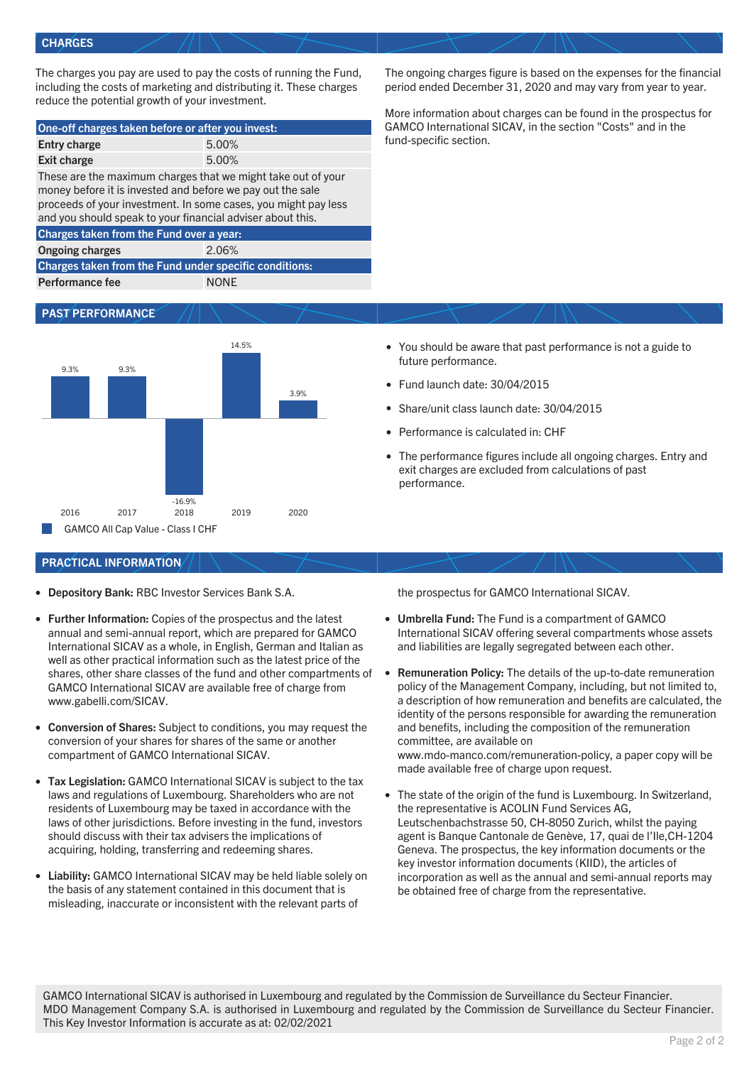## CHARGES

The charges you pay are used to pay the costs of running the Fund, including the costs of marketing and distributing it. These charges reduce the potential growth of your investment.

| One-off charges taken before or after you invest: | |
|---|---|
| **Entry charge** | 5.00% |
| **Exit charge** | 5.00% |
| These are the maximum charges that we might take out of your money before it is invested and before we pay out the sale proceeds of your investment. In some cases, you might pay less and you should speak to your financial adviser about this. | |
| **Charges taken from the Fund over a year:** | |
| **Ongoing charges** | 2.06% |
| **Charges taken from the Fund under specific conditions:** | |
| **Performance fee** | NONE |

The ongoing charges figure is based on the expenses for the financial period ended December 31, 2020 and may vary from year to year.

More information about charges can be found in the prospectus for GAMCO International SICAV, in the section "Costs" and in the fund-specific section.

## PAST PERFORMANCE

9.3%
9.3%
-16.9%
14.5%
3.9%

2016
2017
2018
2019
2020

GAMCO All Cap Value - Class I CHF

- You should be aware that past performance is not a guide to future performance.
- Fund launch date: 30/04/2015
- Share/unit class launch date: 30/04/2015
- Performance is calculated in: CHF
- The performance figures include all ongoing charges. Entry and exit charges are excluded from calculations of past performance.

## PRACTICAL INFORMATION

- **Depository Bank:** RBC Investor Services Bank S.A.
- **Further Information:** Copies of the prospectus and the latest annual and semi-annual report, which are prepared for GAMCO International SICAV as a whole, in English, German and Italian as well as other practical information such as the latest price of the shares, other share classes of the fund and other compartments of GAMCO International SICAV are available free of charge from www.gabelli.com/SICAV.
- **Conversion of Shares:** Subject to conditions, you may request the conversion of your shares for shares of the same or another compartment of GAMCO International SICAV.
- **Tax Legislation:** GAMCO International SICAV is subject to the tax laws and regulations of Luxembourg. Shareholders who are not residents of Luxembourg may be taxed in accordance with the laws of other jurisdictions. Before investing in the fund, investors should discuss with their tax advisers the implications of acquiring, holding, transferring and redeeming shares.
- **Liability:** GAMCO International SICAV may be held liable solely on the basis of any statement contained in this document that is misleading, inaccurate or inconsistent with the relevant parts of the prospectus for GAMCO International SICAV.
- **Umbrella Fund:** The Fund is a compartment of GAMCO International SICAV offering several compartments whose assets and liabilities are legally segregated between each other.
- **Remuneration Policy:** The details of the up-to-date remuneration policy of the Management Company, including, but not limited to, a description of how remuneration and benefits are calculated, the identity of the persons responsible for awarding the remuneration and benefits, including the composition of the remuneration committee, are available on www.mdo-manco.com/remuneration-policy, a paper copy will be made available free of charge upon request.
- The state of the origin of the fund is Luxembourg. In Switzerland, the representative is ACOLIN Fund Services AG, Leutschenbachstrasse 50, CH-8050 Zurich, whilst the paying agent is Banque Cantonale de Genève, 17, quai de l'Ile,CH-1204 Geneva. The prospectus, the key information documents or the key investor information documents (KIID), the articles of incorporation as well as the annual and semi-annual reports may be obtained free of charge from the representative.

GAMCO International SICAV is authorised in Luxembourg and regulated by the Commission de Surveillance du Secteur Financier.
MDO Management Company S.A. is authorised in Luxembourg and regulated by the Commission de Surveillance du Secteur Financier.
This Key Investor Information is accurate as at: 02/02/2021